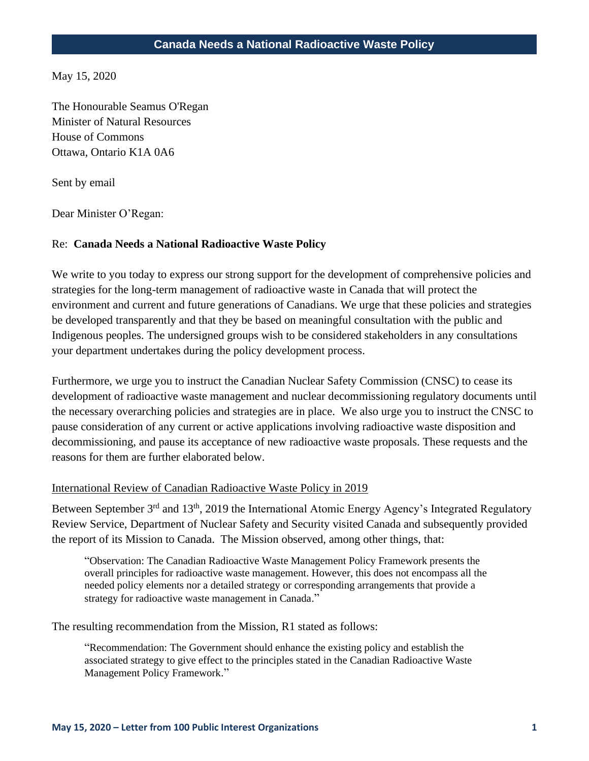# Canada Needs a National Radioactive Waste Policy

May 15, 2020

The Honourable Seamus O'Regan
Minister of Natural Resources
House of Commons
Ottawa, Ontario K1A 0A6

Sent by email

Dear Minister O'Regan:

Re: **Canada Needs a National Radioactive Waste Policy**

We write to you today to express our strong support for the development of comprehensive policies and strategies for the long-term management of radioactive waste in Canada that will protect the environment and current and future generations of Canadians. We urge that these policies and strategies be developed transparently and that they be based on meaningful consultation with the public and Indigenous peoples. The undersigned groups wish to be considered stakeholders in any consultations your department undertakes during the policy development process.

Furthermore, we urge you to instruct the Canadian Nuclear Safety Commission (CNSC) to cease its development of radioactive waste management and nuclear decommissioning regulatory documents until the necessary overarching policies and strategies are in place. We also urge you to instruct the CNSC to pause consideration of any current or active applications involving radioactive waste disposition and decommissioning, and pause its acceptance of new radioactive waste proposals. These requests and the reasons for them are further elaborated below.

## International Review of Canadian Radioactive Waste Policy in 2019

Between September 3rd and 13th, 2019 the International Atomic Energy Agency's Integrated Regulatory Review Service, Department of Nuclear Safety and Security visited Canada and subsequently provided the report of its Mission to Canada. The Mission observed, among other things, that:

> "Observation: The Canadian Radioactive Waste Management Policy Framework presents the overall principles for radioactive waste management. However, this does not encompass all the needed policy elements nor a detailed strategy or corresponding arrangements that provide a strategy for radioactive waste management in Canada."

The resulting recommendation from the Mission, R1 stated as follows:

> "Recommendation: The Government should enhance the existing policy and establish the associated strategy to give effect to the principles stated in the Canadian Radioactive Waste Management Policy Framework."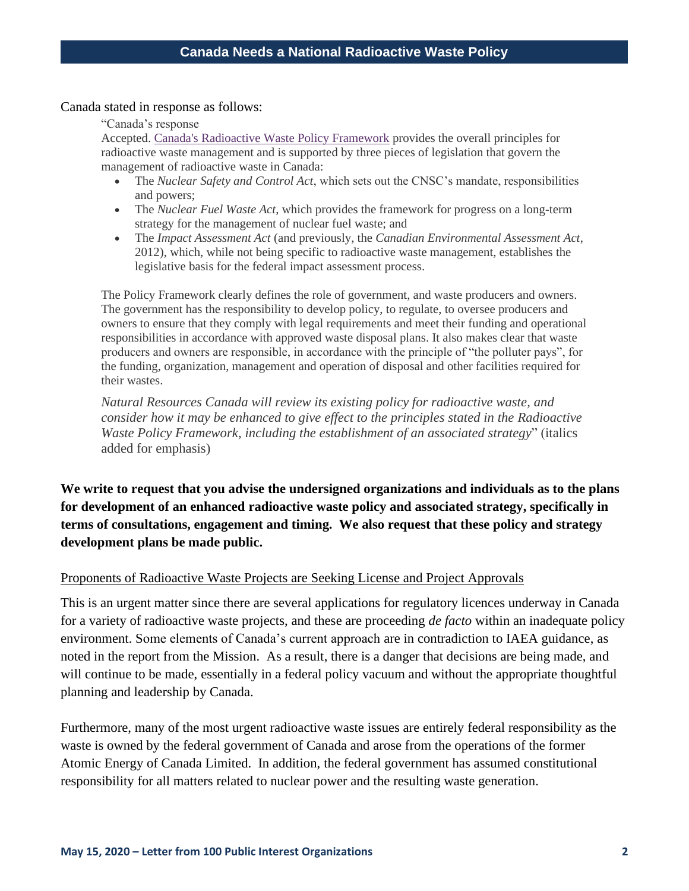Canada stated in response as follows:

> "Canada's response
>
> Accepted. Canada's Radioactive Waste Policy Framework provides the overall principles for radioactive waste management and is supported by three pieces of legislation that govern the management of radioactive waste in Canada:
>
> - The *Nuclear Safety and Control Act*, which sets out the CNSC's mandate, responsibilities and powers;
> - The *Nuclear Fuel Waste Act*, which provides the framework for progress on a long-term strategy for the management of nuclear fuel waste; and
> - The *Impact Assessment Act* (and previously, the *Canadian Environmental Assessment Act*, 2012), which, while not being specific to radioactive waste management, establishes the legislative basis for the federal impact assessment process.
>
> The Policy Framework clearly defines the role of government, and waste producers and owners. The government has the responsibility to develop policy, to regulate, to oversee producers and owners to ensure that they comply with legal requirements and meet their funding and operational responsibilities in accordance with approved waste disposal plans. It also makes clear that waste producers and owners are responsible, in accordance with the principle of "the polluter pays", for the funding, organization, management and operation of disposal and other facilities required for their wastes.
>
> *Natural Resources Canada will review its existing policy for radioactive waste, and consider how it may be enhanced to give effect to the principles stated in the Radioactive Waste Policy Framework, including the establishment of an associated strategy*" (italics added for emphasis)

**We write to request that you advise the undersigned organizations and individuals as to the plans for development of an enhanced radioactive waste policy and associated strategy, specifically in terms of consultations, engagement and timing. We also request that these policy and strategy development plans be made public.**

## Proponents of Radioactive Waste Projects are Seeking License and Project Approvals

This is an urgent matter since there are several applications for regulatory licences underway in Canada for a variety of radioactive waste projects, and these are proceeding *de facto* within an inadequate policy environment. Some elements of Canada's current approach are in contradiction to IAEA guidance, as noted in the report from the Mission. As a result, there is a danger that decisions are being made, and will continue to be made, essentially in a federal policy vacuum and without the appropriate thoughtful planning and leadership by Canada.

Furthermore, many of the most urgent radioactive waste issues are entirely federal responsibility as the waste is owned by the federal government of Canada and arose from the operations of the former Atomic Energy of Canada Limited. In addition, the federal government has assumed constitutional responsibility for all matters related to nuclear power and the resulting waste generation.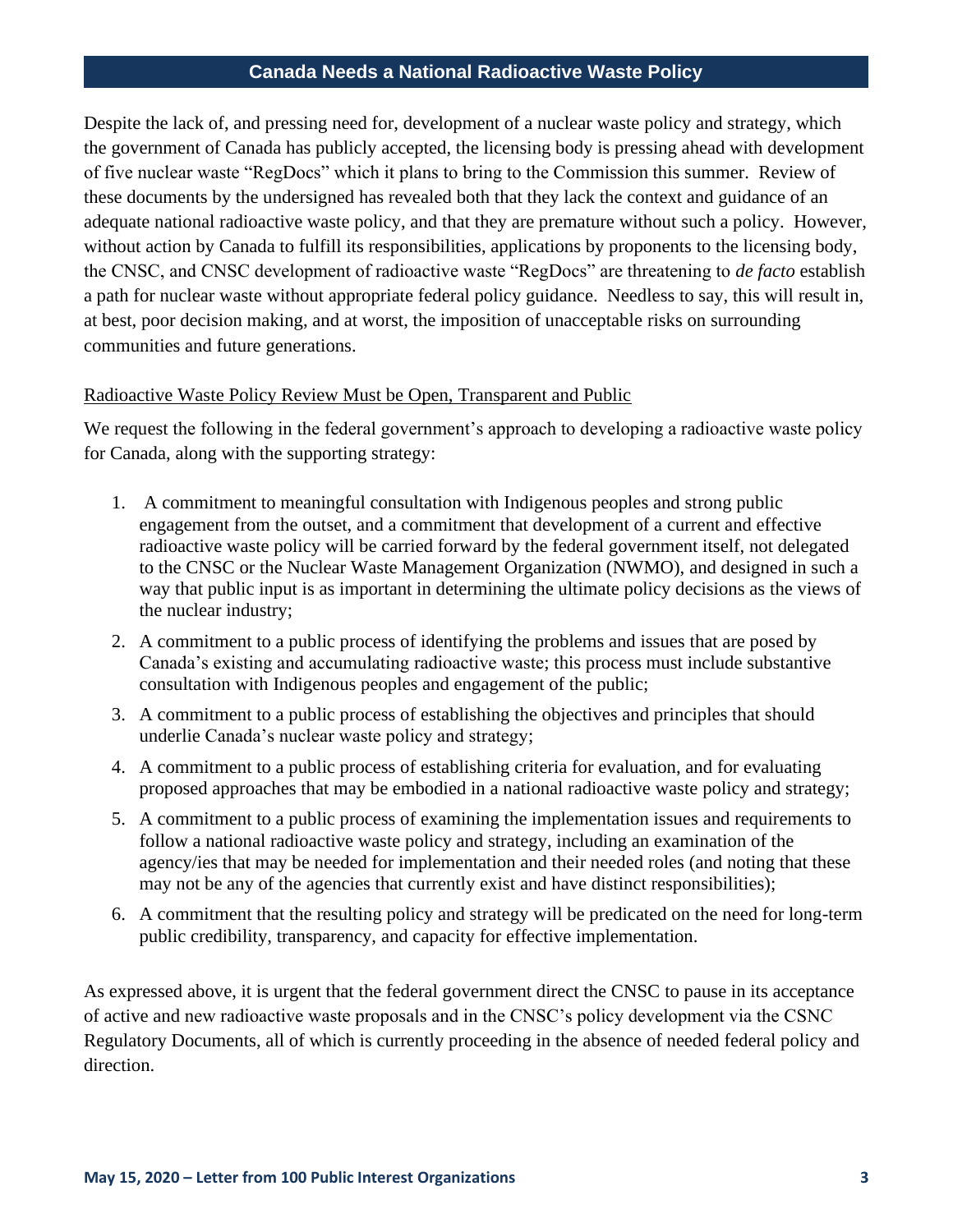## Canada Needs a National Radioactive Waste Policy

Despite the lack of, and pressing need for, development of a nuclear waste policy and strategy, which the government of Canada has publicly accepted, the licensing body is pressing ahead with development of five nuclear waste "RegDocs" which it plans to bring to the Commission this summer. Review of these documents by the undersigned has revealed both that they lack the context and guidance of an adequate national radioactive waste policy, and that they are premature without such a policy. However, without action by Canada to fulfill its responsibilities, applications by proponents to the licensing body, the CNSC, and CNSC development of radioactive waste "RegDocs" are threatening to *de facto* establish a path for nuclear waste without appropriate federal policy guidance. Needless to say, this will result in, at best, poor decision making, and at worst, the imposition of unacceptable risks on surrounding communities and future generations.

### Radioactive Waste Policy Review Must be Open, Transparent and Public

We request the following in the federal government's approach to developing a radioactive waste policy for Canada, along with the supporting strategy:

1. A commitment to meaningful consultation with Indigenous peoples and strong public engagement from the outset, and a commitment that development of a current and effective radioactive waste policy will be carried forward by the federal government itself, not delegated to the CNSC or the Nuclear Waste Management Organization (NWMO), and designed in such a way that public input is as important in determining the ultimate policy decisions as the views of the nuclear industry;
2. A commitment to a public process of identifying the problems and issues that are posed by Canada's existing and accumulating radioactive waste; this process must include substantive consultation with Indigenous peoples and engagement of the public;
3. A commitment to a public process of establishing the objectives and principles that should underlie Canada's nuclear waste policy and strategy;
4. A commitment to a public process of establishing criteria for evaluation, and for evaluating proposed approaches that may be embodied in a national radioactive waste policy and strategy;
5. A commitment to a public process of examining the implementation issues and requirements to follow a national radioactive waste policy and strategy, including an examination of the agency/ies that may be needed for implementation and their needed roles (and noting that these may not be any of the agencies that currently exist and have distinct responsibilities);
6. A commitment that the resulting policy and strategy will be predicated on the need for long-term public credibility, transparency, and capacity for effective implementation.

As expressed above, it is urgent that the federal government direct the CNSC to pause in its acceptance of active and new radioactive waste proposals and in the CNSC's policy development via the CSNC Regulatory Documents, all of which is currently proceeding in the absence of needed federal policy and direction.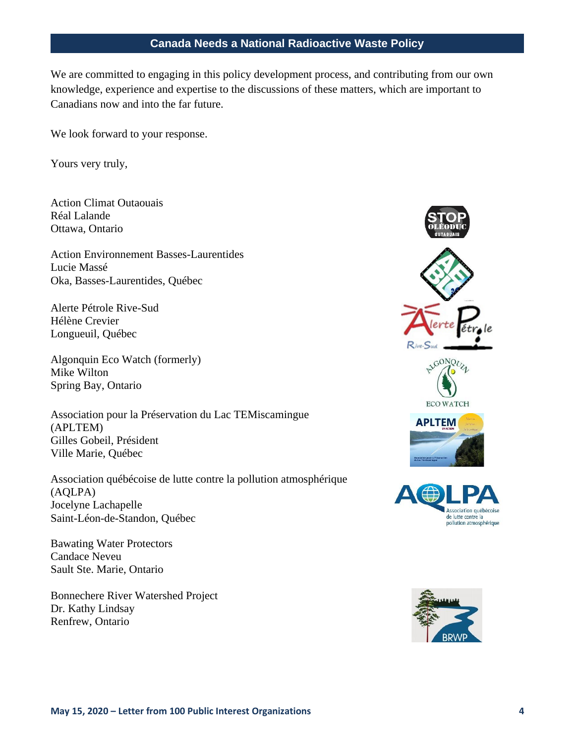We are committed to engaging in this policy development process, and contributing from our own knowledge, experience and expertise to the discussions of these matters, which are important to Canadians now and into the far future.

We look forward to your response.

Yours very truly,

Action Climat Outaouais
Réal Lalande
Ottawa, Ontario

Action Environnement Basses-Laurentides
Lucie Massé
Oka, Basses-Laurentides, Québec

Alerte Pétrole Rive-Sud
Hélène Crevier
Longueuil, Québec

Algonquin Eco Watch (formerly)
Mike Wilton
Spring Bay, Ontario

Association pour la Préservation du Lac TEMiscamingue (APLTEM)
Gilles Gobeil, Président
Ville Marie, Québec

Association québécoise de lutte contre la pollution atmosphérique (AQLPA)
Jocelyne Lachapelle
Saint-Léon-de-Standon, Québec

Bawating Water Protectors
Candace Neveu
Sault Ste. Marie, Ontario

Bonnechere River Watershed Project
Dr. Kathy Lindsay
Renfrew, Ontario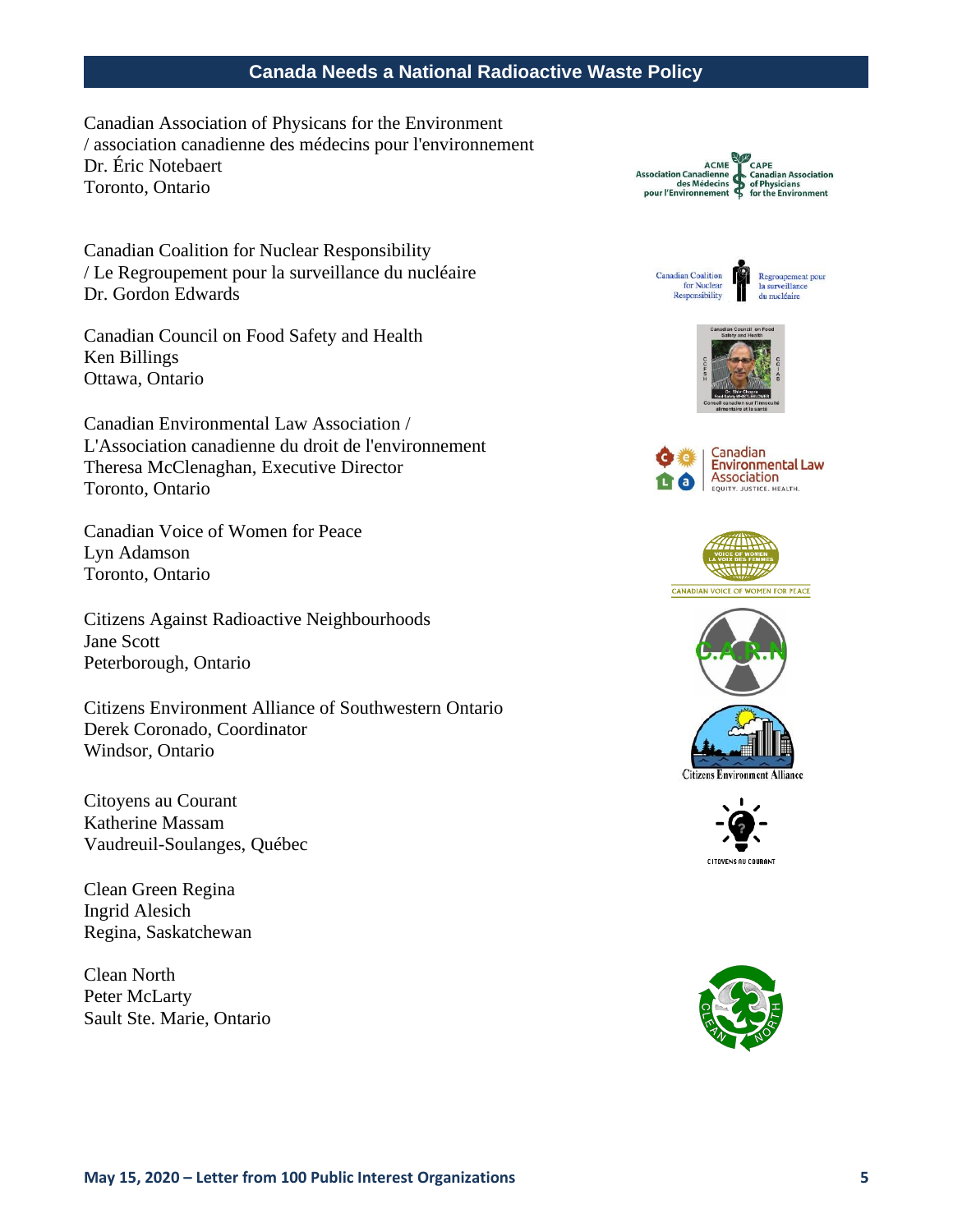Canadian Association of Physicans for the Environment / association canadienne des médecins pour l'environnement
Dr. Éric Notebaert
Toronto, Ontario

Canadian Coalition for Nuclear Responsibility / Le Regroupement pour la surveillance du nucléaire
Dr. Gordon Edwards

Canadian Council on Food Safety and Health
Ken Billings
Ottawa, Ontario

Canadian Environmental Law Association / L'Association canadienne du droit de l'environnement
Theresa McClenaghan, Executive Director
Toronto, Ontario

Canadian Voice of Women for Peace
Lyn Adamson
Toronto, Ontario

Citizens Against Radioactive Neighbourhoods
Jane Scott
Peterborough, Ontario

Citizens Environment Alliance of Southwestern Ontario
Derek Coronado, Coordinator
Windsor, Ontario

Citoyens au Courant
Katherine Massam
Vaudreuil-Soulanges, Québec

Clean Green Regina
Ingrid Alesich
Regina, Saskatchewan

Clean North
Peter McLarty
Sault Ste. Marie, Ontario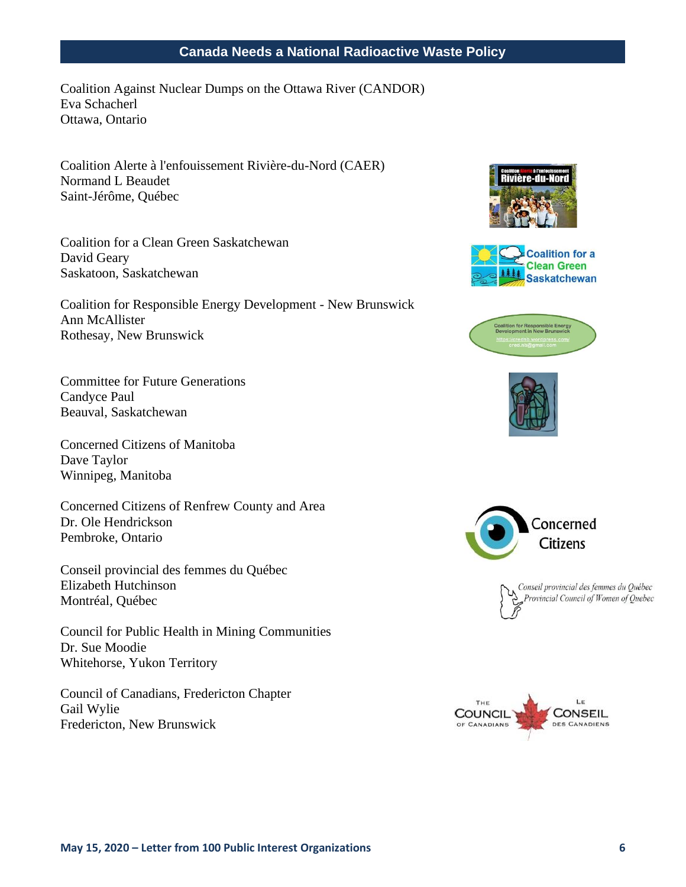Coalition Against Nuclear Dumps on the Ottawa River (CANDOR)
Eva Schacherl
Ottawa, Ontario

Coalition Alerte à l'enfouissement Rivière-du-Nord (CAER)
Normand L Beaudet
Saint-Jérôme, Québec

Coalition for a Clean Green Saskatchewan
David Geary
Saskatoon, Saskatchewan

Coalition for Responsible Energy Development - New Brunswick
Ann McAllister
Rothesay, New Brunswick

Committee for Future Generations
Candyce Paul
Beauval, Saskatchewan

Concerned Citizens of Manitoba
Dave Taylor
Winnipeg, Manitoba

Concerned Citizens of Renfrew County and Area
Dr. Ole Hendrickson
Pembroke, Ontario

Conseil provincial des femmes du Québec
Elizabeth Hutchinson
Montréal, Québec

Council for Public Health in Mining Communities
Dr. Sue Moodie
Whitehorse, Yukon Territory

Council of Canadians, Fredericton Chapter
Gail Wylie
Fredericton, New Brunswick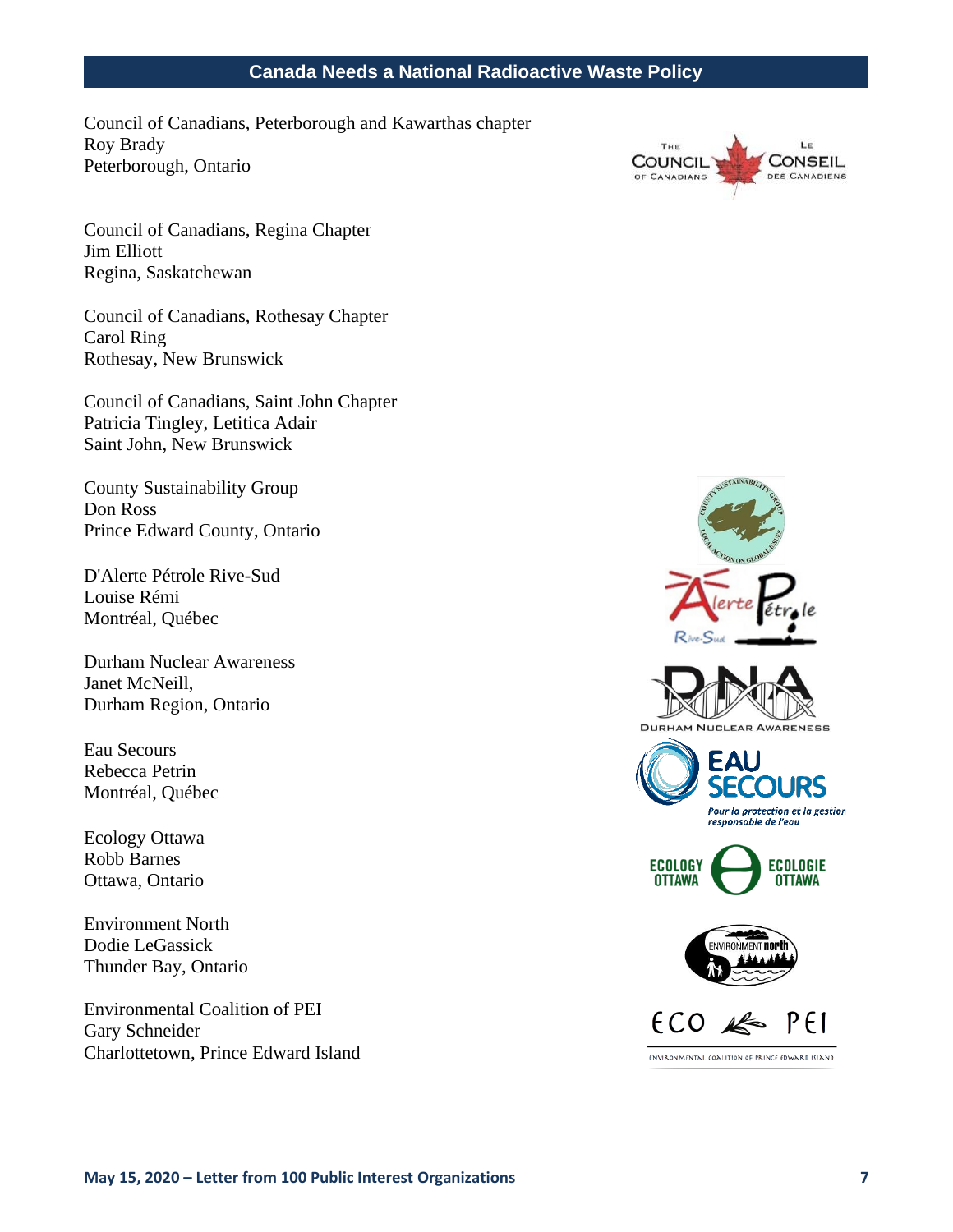Council of Canadians, Peterborough and Kawarthas chapter
Roy Brady
Peterborough, Ontario

Council of Canadians, Regina Chapter
Jim Elliott
Regina, Saskatchewan

Council of Canadians, Rothesay Chapter
Carol Ring
Rothesay, New Brunswick

Council of Canadians, Saint John Chapter
Patricia Tingley, Letitica Adair
Saint John, New Brunswick

County Sustainability Group
Don Ross
Prince Edward County, Ontario

D'Alerte Pétrole Rive-Sud
Louise Rémi
Montréal, Québec

Durham Nuclear Awareness
Janet McNeill,
Durham Region, Ontario

Eau Secours
Rebecca Petrin
Montréal, Québec

Ecology Ottawa
Robb Barnes
Ottawa, Ontario

Environment North
Dodie LeGassick
Thunder Bay, Ontario

Environmental Coalition of PEI
Gary Schneider
Charlottetown, Prince Edward Island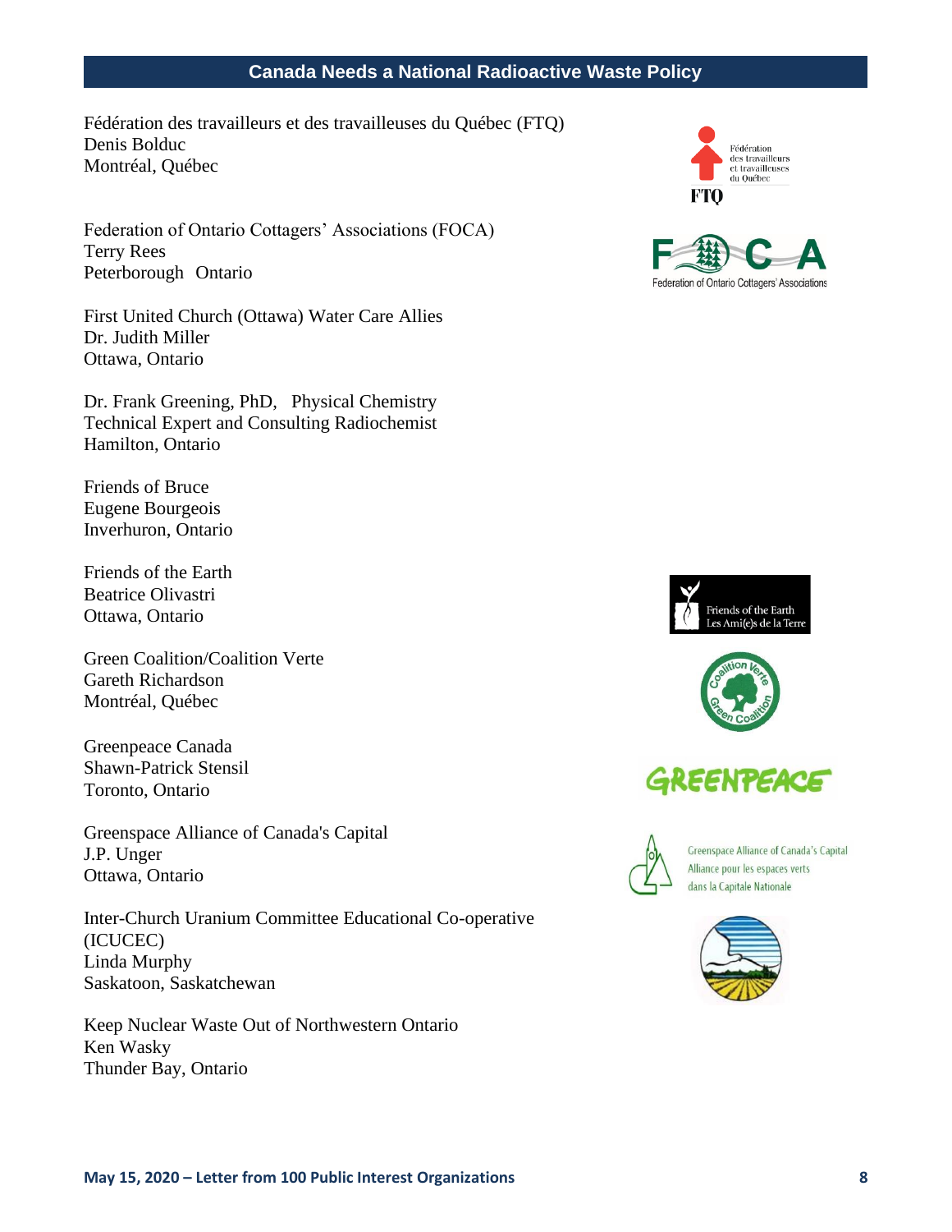Fédération des travailleurs et des travailleuses du Québec (FTQ)
Denis Bolduc
Montréal, Québec

Federation of Ontario Cottagers' Associations (FOCA)
Terry Rees
Peterborough Ontario

First United Church (Ottawa) Water Care Allies
Dr. Judith Miller
Ottawa, Ontario

Dr. Frank Greening, PhD, Physical Chemistry
Technical Expert and Consulting Radiochemist
Hamilton, Ontario

Friends of Bruce
Eugene Bourgeois
Inverhuron, Ontario

Friends of the Earth
Beatrice Olivastri
Ottawa, Ontario

Green Coalition/Coalition Verte
Gareth Richardson
Montréal, Québec

Greenpeace Canada
Shawn-Patrick Stensil
Toronto, Ontario

Greenspace Alliance of Canada's Capital
J.P. Unger
Ottawa, Ontario

Inter-Church Uranium Committee Educational Co-operative (ICUCEC)
Linda Murphy
Saskatoon, Saskatchewan

Keep Nuclear Waste Out of Northwestern Ontario
Ken Wasky
Thunder Bay, Ontario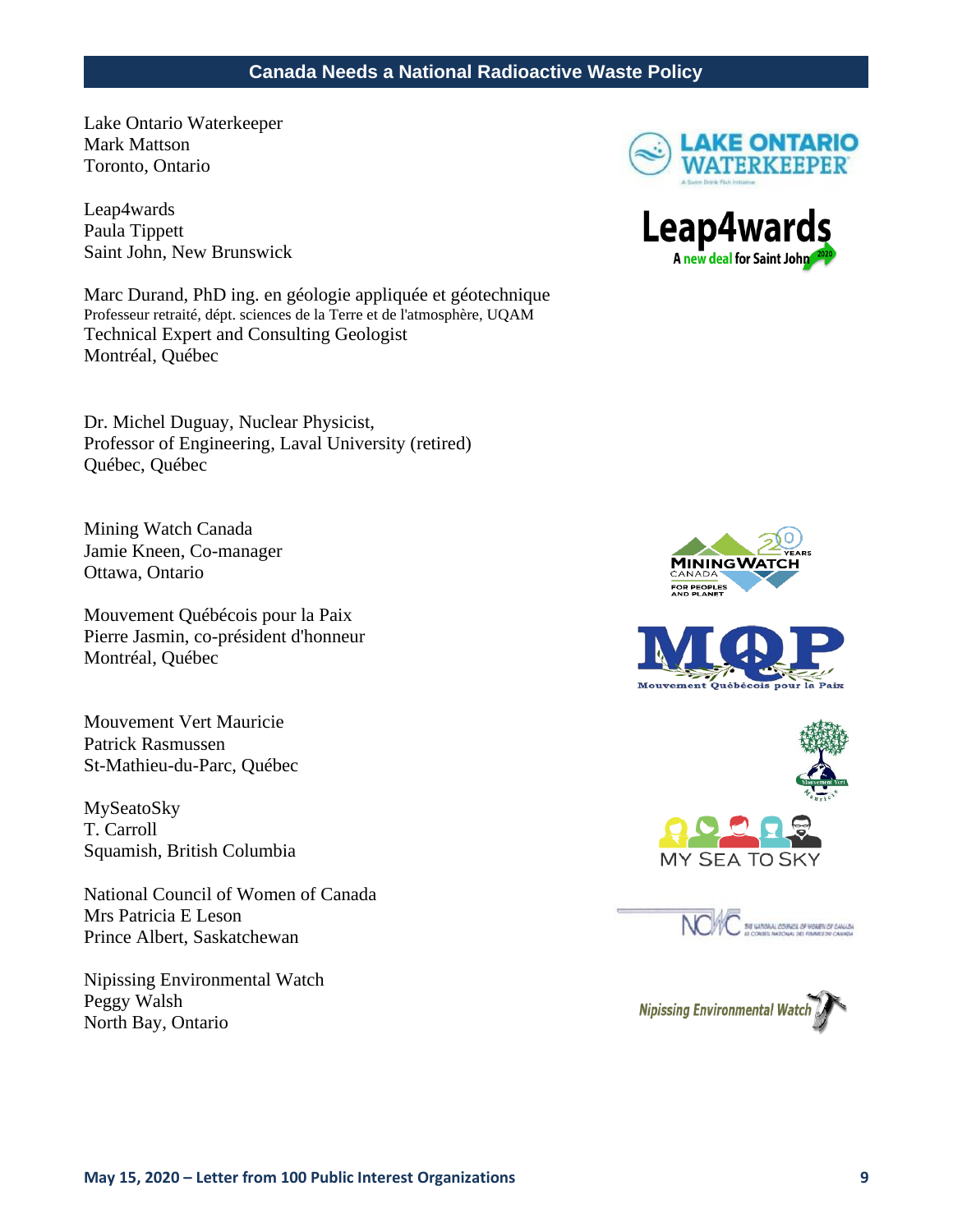Lake Ontario Waterkeeper
Mark Mattson
Toronto, Ontario

Leap4wards
Paula Tippett
Saint John, New Brunswick

Marc Durand, PhD ing. en géologie appliquée et géotechnique
Professeur retraité, dépt. sciences de la Terre et de l'atmosphère, UQAM
Technical Expert and Consulting Geologist
Montréal, Québec

Dr. Michel Duguay, Nuclear Physicist,
Professor of Engineering, Laval University (retired)
Québec, Québec

Mining Watch Canada
Jamie Kneen, Co-manager
Ottawa, Ontario

Mouvement Québécois pour la Paix
Pierre Jasmin, co-président d'honneur
Montréal, Québec

Mouvement Vert Mauricie
Patrick Rasmussen
St-Mathieu-du-Parc, Québec

MySeatoSky
T. Carroll
Squamish, British Columbia

National Council of Women of Canada
Mrs Patricia E Leson
Prince Albert, Saskatchewan

Nipissing Environmental Watch
Peggy Walsh
North Bay, Ontario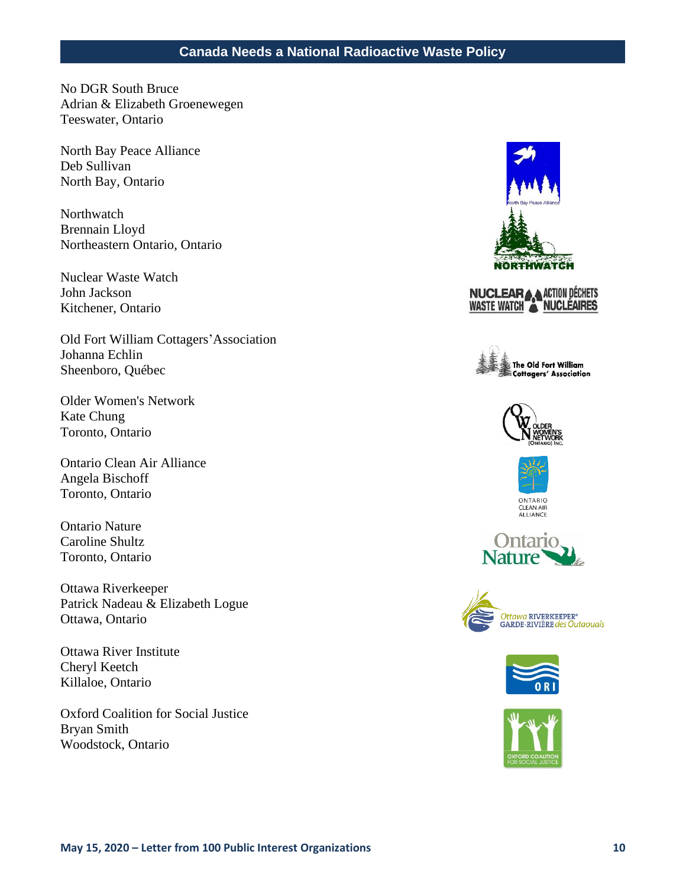No DGR South Bruce
Adrian & Elizabeth Groenewegen
Teeswater, Ontario

North Bay Peace Alliance
Deb Sullivan
North Bay, Ontario

Northwatch
Brennain Lloyd
Northeastern Ontario, Ontario

Nuclear Waste Watch
John Jackson
Kitchener, Ontario

Old Fort William Cottagers' Association
Johanna Echlin
Sheenboro, Québec

Older Women's Network
Kate Chung
Toronto, Ontario

Ontario Clean Air Alliance
Angela Bischoff
Toronto, Ontario

Ontario Nature
Caroline Shultz
Toronto, Ontario

Ottawa Riverkeeper
Patrick Nadeau & Elizabeth Logue
Ottawa, Ontario

Ottawa River Institute
Cheryl Keetch
Killaloe, Ontario

Oxford Coalition for Social Justice
Bryan Smith
Woodstock, Ontario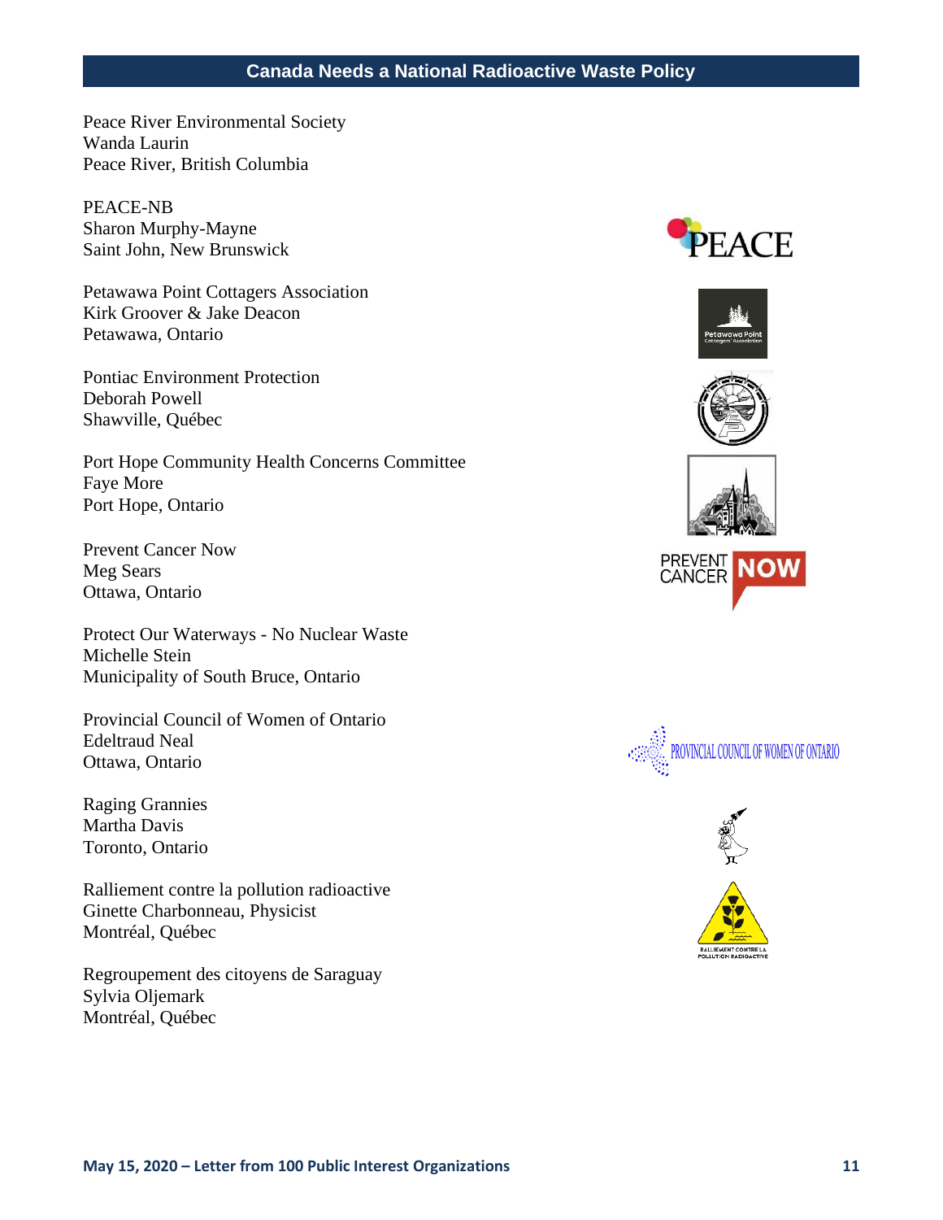Peace River Environmental Society
Wanda Laurin
Peace River, British Columbia

PEACE-NB
Sharon Murphy-Mayne
Saint John, New Brunswick

Petawawa Point Cottagers Association
Kirk Groover & Jake Deacon
Petawawa, Ontario

Pontiac Environment Protection
Deborah Powell
Shawville, Québec

Port Hope Community Health Concerns Committee
Faye More
Port Hope, Ontario

Prevent Cancer Now
Meg Sears
Ottawa, Ontario

Protect Our Waterways - No Nuclear Waste
Michelle Stein
Municipality of South Bruce, Ontario

Provincial Council of Women of Ontario
Edeltraud Neal
Ottawa, Ontario

Raging Grannies
Martha Davis
Toronto, Ontario

Ralliement contre la pollution radioactive
Ginette Charbonneau, Physicist
Montréal, Québec

Regroupement des citoyens de Saraguay
Sylvia Oljemark
Montréal, Québec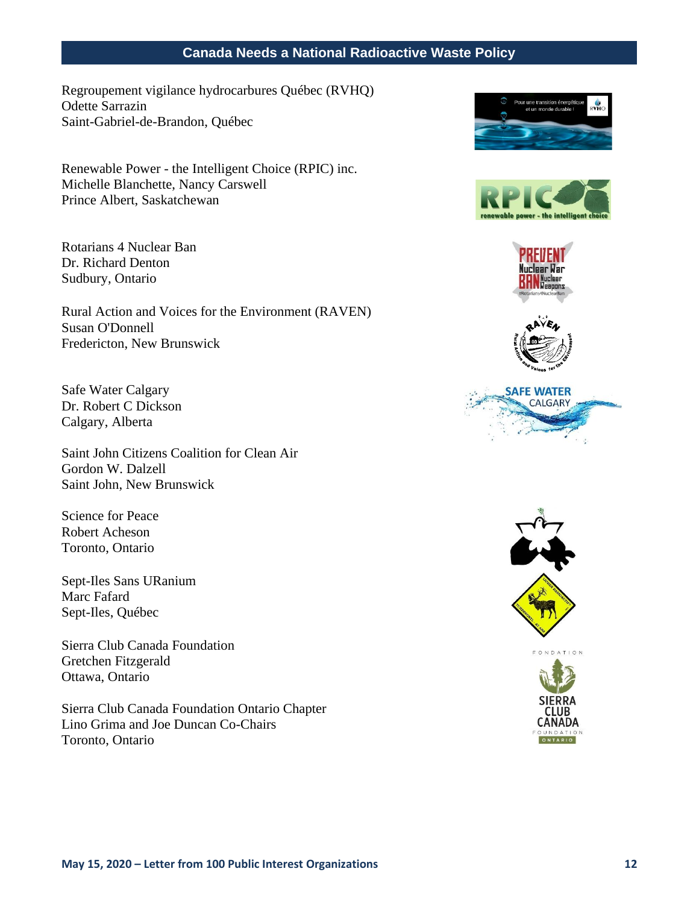Regroupement vigilance hydrocarbures Québec (RVHQ)
Odette Sarrazin
Saint-Gabriel-de-Brandon, Québec

Renewable Power - the Intelligent Choice (RPIC) inc.
Michelle Blanchette, Nancy Carswell
Prince Albert, Saskatchewan

Rotarians 4 Nuclear Ban
Dr. Richard Denton
Sudbury, Ontario

Rural Action and Voices for the Environment (RAVEN)
Susan O'Donnell
Fredericton, New Brunswick

Safe Water Calgary
Dr. Robert C Dickson
Calgary, Alberta

Saint John Citizens Coalition for Clean Air
Gordon W. Dalzell
Saint John, New Brunswick

Science for Peace
Robert Acheson
Toronto, Ontario

Sept-Iles Sans URanium
Marc Fafard
Sept-Iles, Québec

Sierra Club Canada Foundation
Gretchen Fitzgerald
Ottawa, Ontario

Sierra Club Canada Foundation Ontario Chapter
Lino Grima and Joe Duncan Co-Chairs
Toronto, Ontario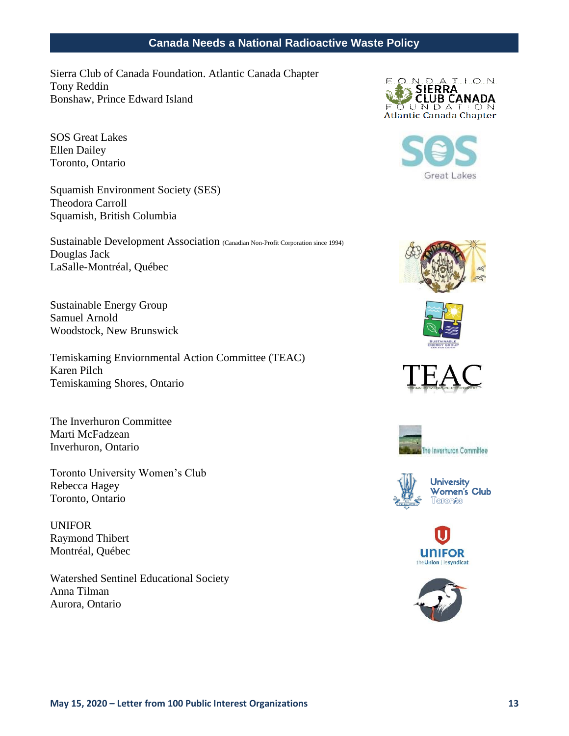Sierra Club of Canada Foundation. Atlantic Canada Chapter
Tony Reddin
Bonshaw, Prince Edward Island

SOS Great Lakes
Ellen Dailey
Toronto, Ontario

Squamish Environment Society (SES)
Theodora Carroll
Squamish, British Columbia

Sustainable Development Association (Canadian Non-Profit Corporation since 1994)
Douglas Jack
LaSalle-Montréal, Québec

Sustainable Energy Group
Samuel Arnold
Woodstock, New Brunswick

Temiskaming Enviornmental Action Committee (TEAC)
Karen Pilch
Temiskaming Shores, Ontario

The Inverhuron Committee
Marti McFadzean
Inverhuron, Ontario

Toronto University Women's Club
Rebecca Hagey
Toronto, Ontario

UNIFOR
Raymond Thibert
Montréal, Québec

Watershed Sentinel Educational Society
Anna Tilman
Aurora, Ontario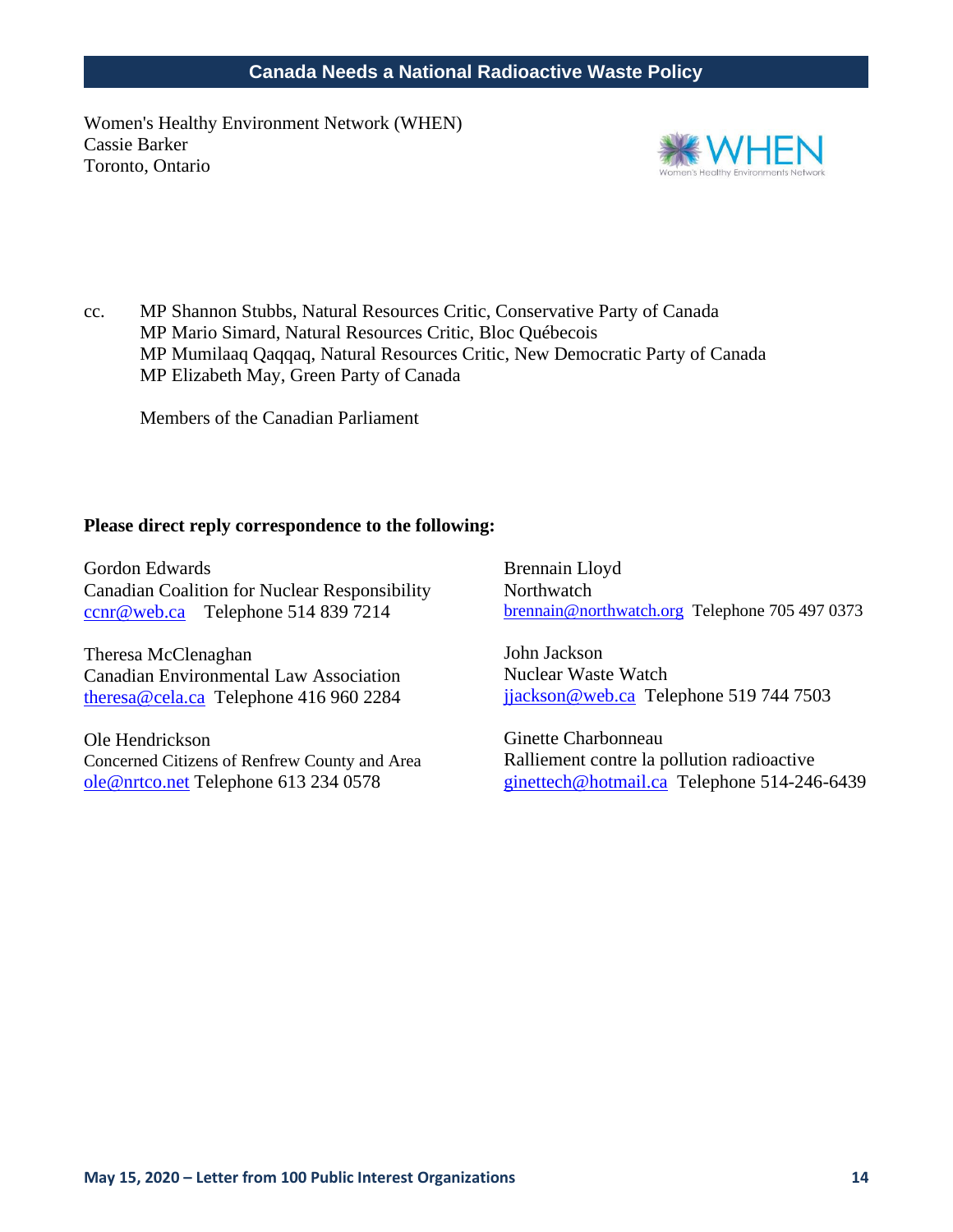Women's Healthy Environment Network (WHEN)
Cassie Barker
Toronto, Ontario

cc. MP Shannon Stubbs, Natural Resources Critic, Conservative Party of Canada
MP Mario Simard, Natural Resources Critic, Bloc Québecois
MP Mumilaaq Qaqqaq, Natural Resources Critic, New Democratic Party of Canada
MP Elizabeth May, Green Party of Canada

Members of the Canadian Parliament

**Please direct reply correspondence to the following:**

Gordon Edwards
Canadian Coalition for Nuclear Responsibility
ccnr@web.ca Telephone 514 839 7214

Theresa McClenaghan
Canadian Environmental Law Association
theresa@cela.ca Telephone 416 960 2284

Ole Hendrickson
Concerned Citizens of Renfrew County and Area
ole@nrtco.net Telephone 613 234 0578

Brennain Lloyd
Northwatch
brennain@northwatch.org Telephone 705 497 0373

John Jackson
Nuclear Waste Watch
jjackson@web.ca Telephone 519 744 7503

Ginette Charbonneau
Ralliement contre la pollution radioactive
ginettech@hotmail.ca Telephone 514-246-6439